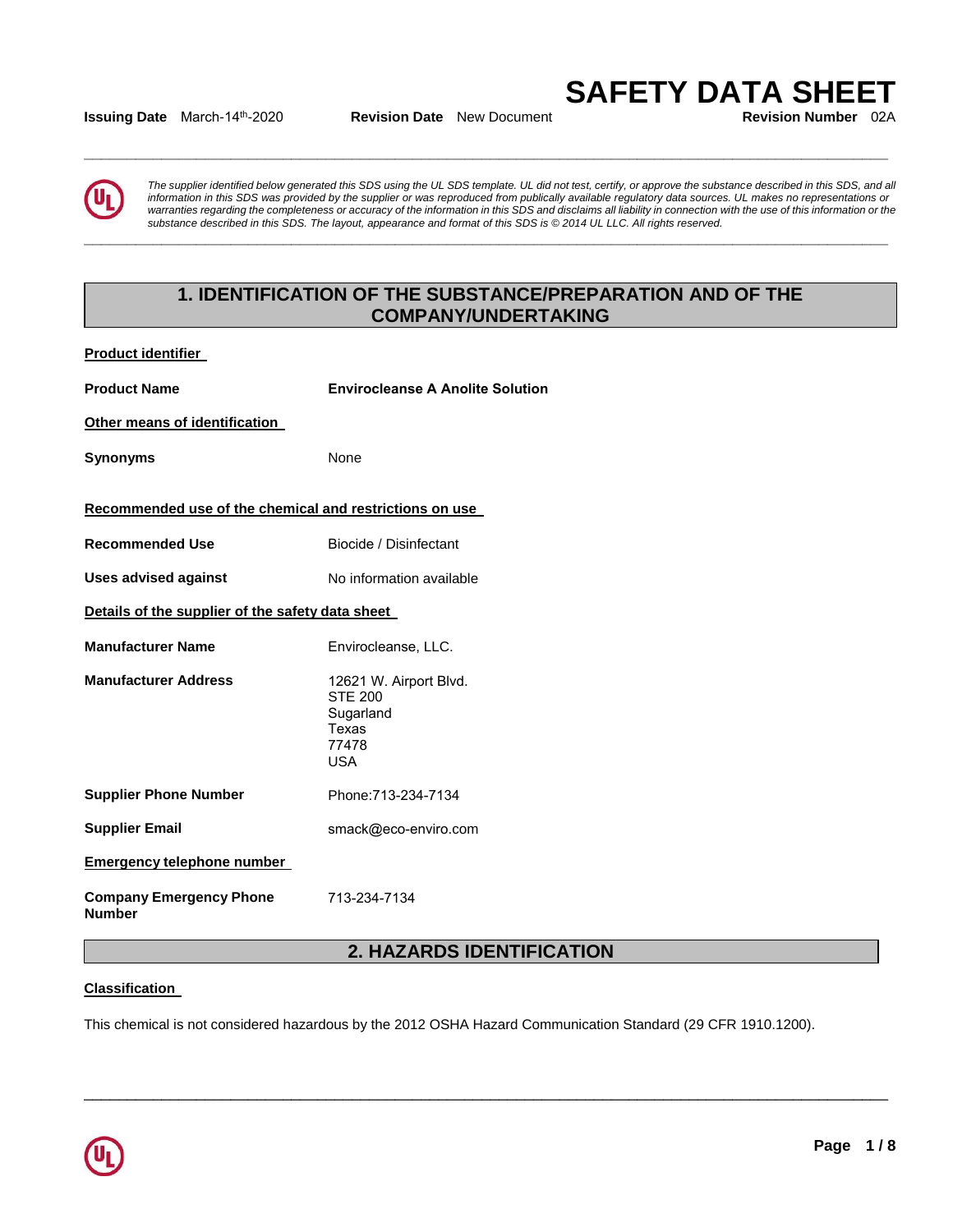# SAFETY DATA SHEET

**Issuing Date** March-14th-2020 **Revision Date** New Document **Revision Number** 02A

*The supplier identified below generated this SDS using the UL SDS template. UL did not test, certify, or approve the substance described in this SDS, and all information in this SDS was provided by the supplier or was reproduced from publically available regulatory data sources. UL makes no representations or warranties regarding the completeness or accuracy of the information in this SDS and disclaims all liability in connection with the use of this information or the substance described in this SDS. The layout, appearance and format of this SDS is © 2014 UL LLC. All rights reserved.*

## 1. IDENTIFICATION OF THE SUBSTANCE/PREPARATION AND OF THE COMPANY/UNDERTAKING

**Product identifier**

| | |
|---|---|
| **Product Name** | **Envirocleanse A Anolite Solution** |

**Other means of identification**

| | |
|---|---|
| **Synonyms** | None |

**Recommended use of the chemical and restrictions on use**

| | |
|---|---|
| **Recommended Use** | Biocide / Disinfectant |
| **Uses advised against** | No information available |

**Details of the supplier of the safety data sheet**

| | |
|---|---|
| **Manufacturer Name** | Envirocleanse, LLC. |
| **Manufacturer Address** | 12621 W. Airport Blvd.<br>STE 200<br>Sugarland<br>Texas<br>77478<br>USA |
| **Supplier Phone Number** | Phone:713-234-7134 |
| **Supplier Email** | smack@eco-enviro.com |

**Emergency telephone number**

| | |
|---|---|
| **Company Emergency Phone Number** | 713-234-7134 |

## 2. HAZARDS IDENTIFICATION

**Classification**

This chemical is not considered hazardous by the 2012 OSHA Hazard Communication Standard (29 CFR 1910.1200).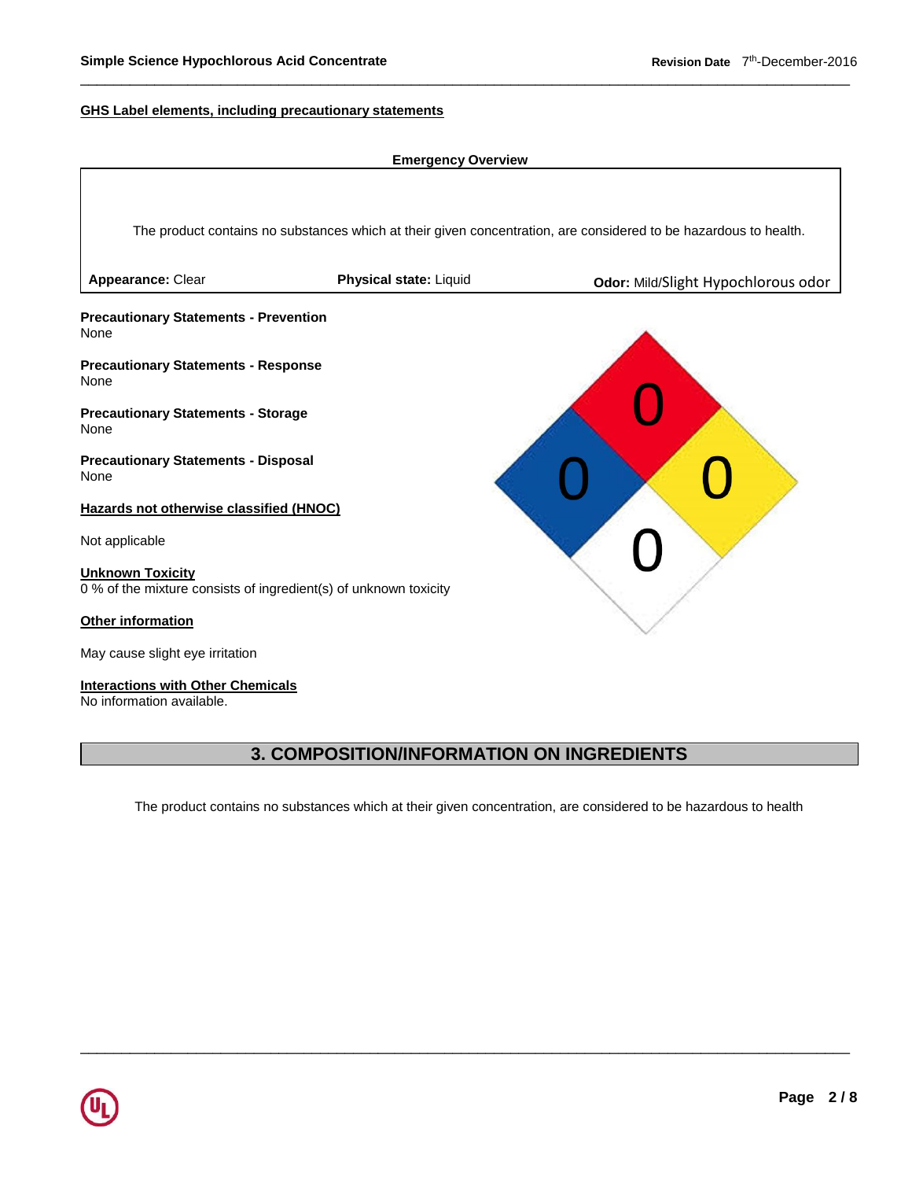**GHS Label elements, including precautionary statements**

**Emergency Overview**

The product contains no substances which at their given concentration, are considered to be hazardous to health.

| **Appearance:** Clear | **Physical state:** Liquid | **Odor:** Mild/Slight Hypochlorous odor |
|---|---|---|

**Precautionary Statements - Prevention**
None

**Precautionary Statements - Response**
None

**Precautionary Statements - Storage**
None

**Precautionary Statements - Disposal**
None

**Hazards not otherwise classified (HNOC)**

Not applicable

**Unknown Toxicity**
0 % of the mixture consists of ingredient(s) of unknown toxicity

**Other information**

May cause slight eye irritation

**Interactions with Other Chemicals**
No information available.

0 0 0 0

## 3. COMPOSITION/INFORMATION ON INGREDIENTS

The product contains no substances which at their given concentration, are considered to be hazardous to health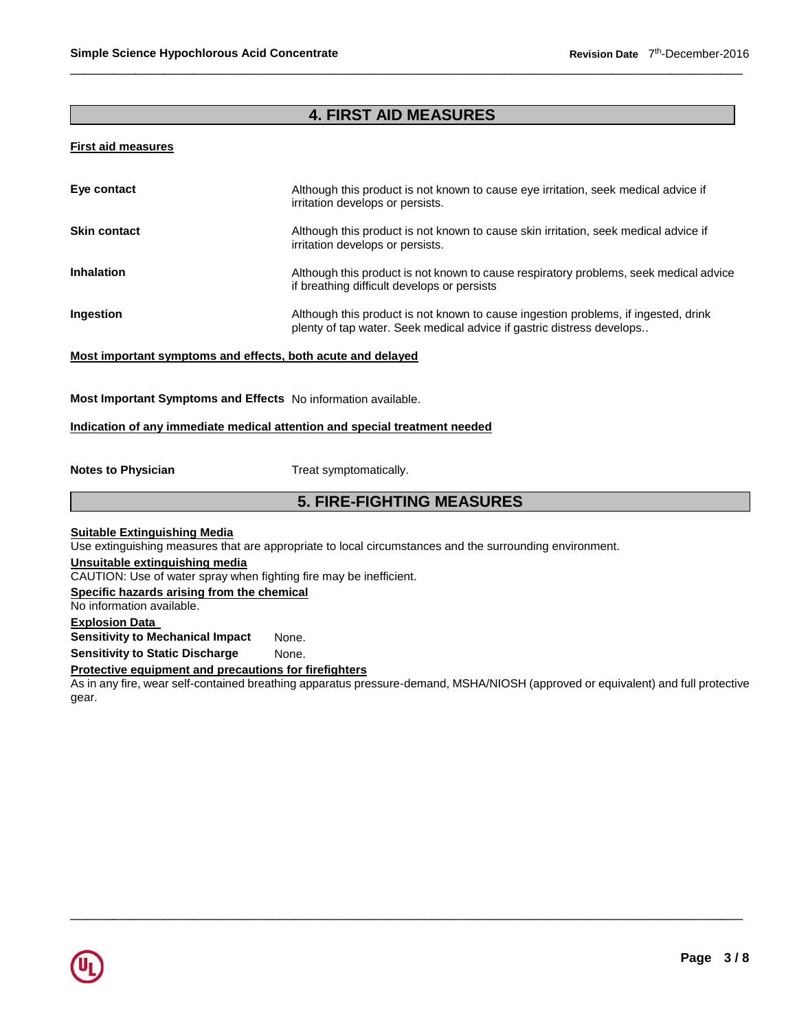## 4. FIRST AID MEASURES

**First aid measures**

| | |
|---|---|
| **Eye contact** | Although this product is not known to cause eye irritation, seek medical advice if irritation develops or persists. |
| **Skin contact** | Although this product is not known to cause skin irritation, seek medical advice if irritation develops or persists. |
| **Inhalation** | Although this product is not known to cause respiratory problems, seek medical advice if breathing difficult develops or persists |
| **Ingestion** | Although this product is not known to cause ingestion problems, if ingested, drink plenty of tap water. Seek medical advice if gastric distress develops.. |

**Most important symptoms and effects, both acute and delayed**

**Most Important Symptoms and Effects** No information available.

**Indication of any immediate medical attention and special treatment needed**

**Notes to Physician** Treat symptomatically.

## 5. FIRE-FIGHTING MEASURES

**Suitable Extinguishing Media**
Use extinguishing measures that are appropriate to local circumstances and the surrounding environment.

**Unsuitable extinguishing media**
CAUTION: Use of water spray when fighting fire may be inefficient.

**Specific hazards arising from the chemical**
No information available.

**Explosion Data**

**Sensitivity to Mechanical Impact** None.

**Sensitivity to Static Discharge** None.

**Protective equipment and precautions for firefighters**
As in any fire, wear self-contained breathing apparatus pressure-demand, MSHA/NIOSH (approved or equivalent) and full protective gear.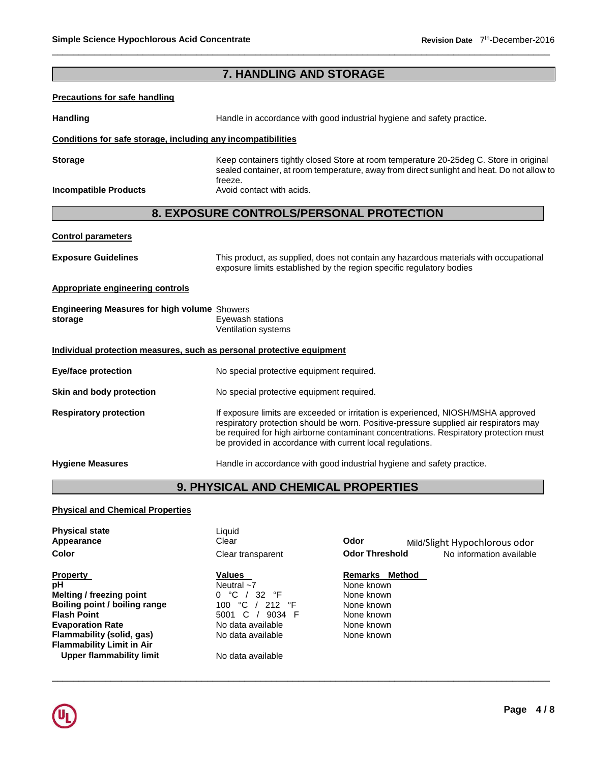## 7. HANDLING AND STORAGE

**Precautions for safe handling**

**Handling** Handle in accordance with good industrial hygiene and safety practice.

**Conditions for safe storage, including any incompatibilities**

**Storage** Keep containers tightly closed Store at room temperature 20-25deg C. Store in original sealed container, at room temperature, away from direct sunlight and heat. Do not allow to freeze.

**Incompatible Products** Avoid contact with acids.

## 8. EXPOSURE CONTROLS/PERSONAL PROTECTION

**Control parameters**

**Exposure Guidelines** This product, as supplied, does not contain any hazardous materials with occupational exposure limits established by the region specific regulatory bodies

**Appropriate engineering controls**

**Engineering Measures for high volume storage**
Showers
Eyewash stations
Ventilation systems

**Individual protection measures, such as personal protective equipment**

**Eye/face protection** No special protective equipment required.

**Skin and body protection** No special protective equipment required.

**Respiratory protection** If exposure limits are exceeded or irritation is experienced, NIOSH/MSHA approved respiratory protection should be worn. Positive-pressure supplied air respirators may be required for high airborne contaminant concentrations. Respiratory protection must be provided in accordance with current local regulations.

**Hygiene Measures** Handle in accordance with good industrial hygiene and safety practice.

## 9. PHYSICAL AND CHEMICAL PROPERTIES

**Physical and Chemical Properties**

**Physical state** Liquid
**Appearance** Clear
**Color** Clear transparent
**Odor** Mild/Slight Hypochlorous odor
**Odor Threshold** No information available

| Property | Values | Remarks Method |
|---|---|---|
| pH | Neutral ~7 | None known |
| Melting / freezing point | 0 °C / 32 °F | None known |
| Boiling point / boiling range | 100 °C / 212 °F | None known |
| Flash Point | 5001 C / 9034 F | None known |
| Evaporation Rate | No data available | None known |
| Flammability (solid, gas) | No data available | None known |
| Flammability Limit in Air | | |
| Upper flammability limit | No data available | |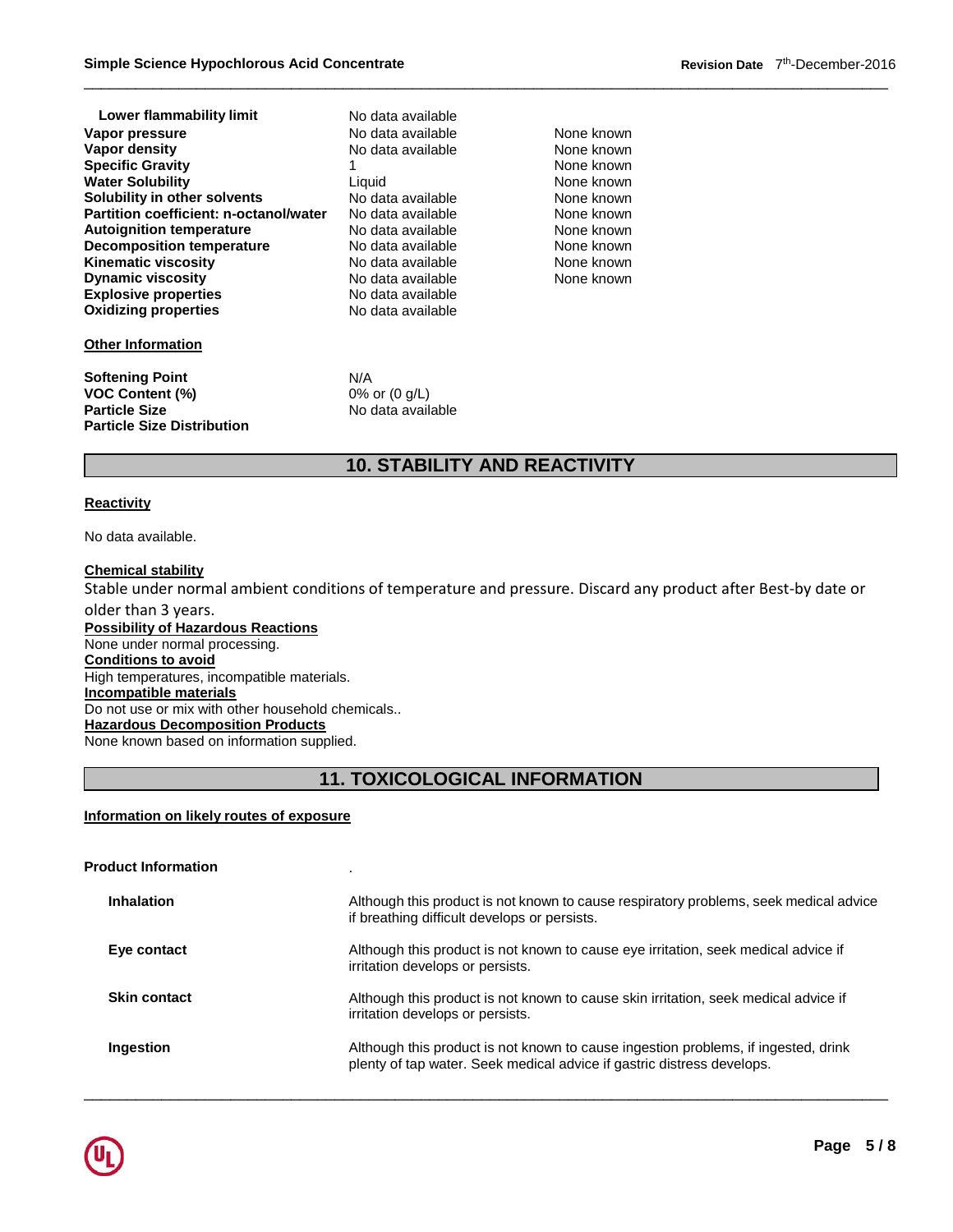| | | |
|---|---|---|
| **Lower flammability limit** | No data available | |
| **Vapor pressure** | No data available | None known |
| **Vapor density** | No data available | None known |
| **Specific Gravity** | 1 | None known |
| **Water Solubility** | Liquid | None known |
| **Solubility in other solvents** | No data available | None known |
| **Partition coefficient: n-octanol/water** | No data available | None known |
| **Autoignition temperature** | No data available | None known |
| **Decomposition temperature** | No data available | None known |
| **Kinematic viscosity** | No data available | None known |
| **Dynamic viscosity** | No data available | None known |
| **Explosive properties** | No data available | |
| **Oxidizing properties** | No data available | |

**Other Information**

| | |
|---|---|
| **Softening Point** | N/A |
| **VOC Content (%)** | 0% or (0 g/L) |
| **Particle Size** | No data available |
| **Particle Size Distribution** | |

## 10. STABILITY AND REACTIVITY

**Reactivity**

No data available.

**Chemical stability**

Stable under normal ambient conditions of temperature and pressure. Discard any product after Best-by date or older than 3 years.

**Possibility of Hazardous Reactions**

None under normal processing.

**Conditions to avoid**

High temperatures, incompatible materials.

**Incompatible materials**

Do not use or mix with other household chemicals..

**Hazardous Decomposition Products**

None known based on information supplied.

## 11. TOXICOLOGICAL INFORMATION

**Information on likely routes of exposure**

**Product Information** .

| | |
|---|---|
| **Inhalation** | Although this product is not known to cause respiratory problems, seek medical advice if breathing difficult develops or persists. |
| **Eye contact** | Although this product is not known to cause eye irritation, seek medical advice if irritation develops or persists. |
| **Skin contact** | Although this product is not known to cause skin irritation, seek medical advice if irritation develops or persists. |
| **Ingestion** | Although this product is not known to cause ingestion problems, if ingested, drink plenty of tap water. Seek medical advice if gastric distress develops. |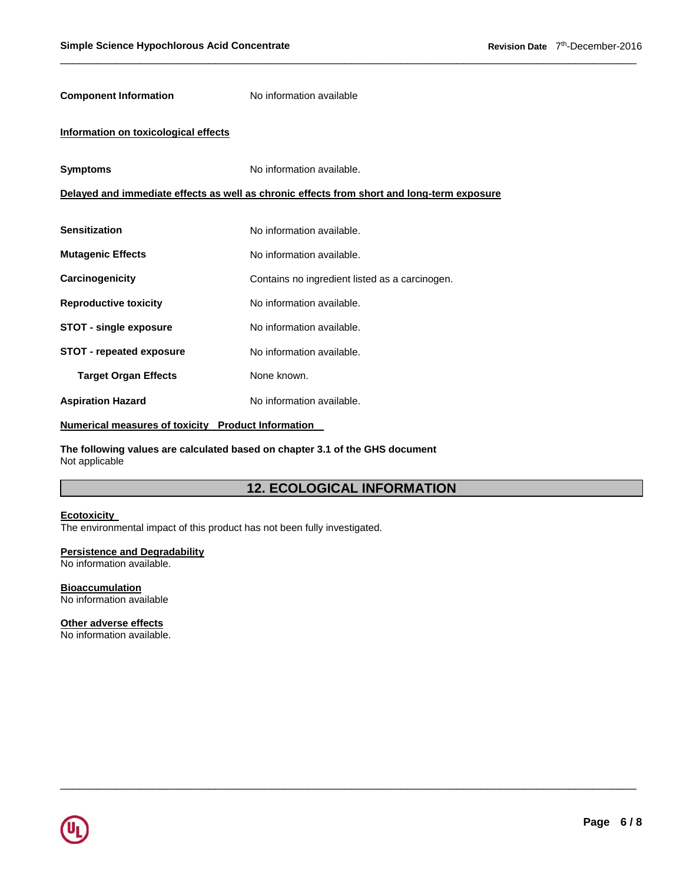**Component Information** No information available

**Information on toxicological effects**

**Symptoms** No information available.

**Delayed and immediate effects as well as chronic effects from short and long-term exposure**

| | |
|---|---|
| **Sensitization** | No information available. |
| **Mutagenic Effects** | No information available. |
| **Carcinogenicity** | Contains no ingredient listed as a carcinogen. |
| **Reproductive toxicity** | No information available. |
| **STOT - single exposure** | No information available. |
| **STOT - repeated exposure** | No information available. |
| **Target Organ Effects** | None known. |
| **Aspiration Hazard** | No information available. |

**Numerical measures of toxicity Product Information**

**The following values are calculated based on chapter 3.1 of the GHS document**
Not applicable

## 12. ECOLOGICAL INFORMATION

**Ecotoxicity**
The environmental impact of this product has not been fully investigated.

**Persistence and Degradability**
No information available.

**Bioaccumulation**
No information available

**Other adverse effects**
No information available.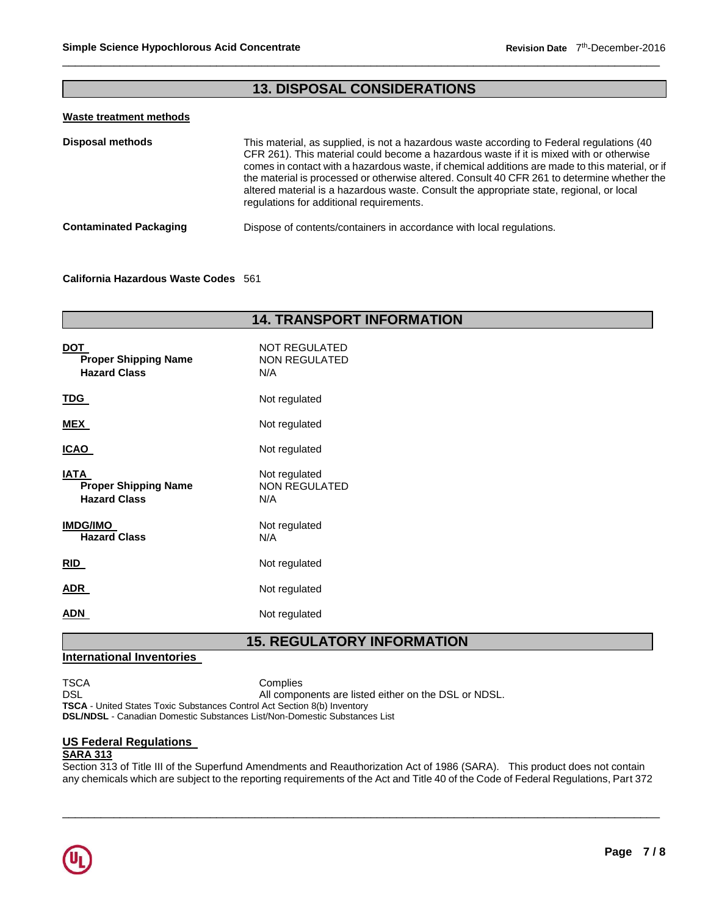## 13. DISPOSAL CONSIDERATIONS

### Waste treatment methods

**Disposal methods**

This material, as supplied, is not a hazardous waste according to Federal regulations (40 CFR 261). This material could become a hazardous waste if it is mixed with or otherwise comes in contact with a hazardous waste, if chemical additions are made to this material, or if the material is processed or otherwise altered. Consult 40 CFR 261 to determine whether the altered material is a hazardous waste. Consult the appropriate state, regional, or local regulations for additional requirements.

**Contaminated Packaging**

Dispose of contents/containers in accordance with local regulations.

**California Hazardous Waste Codes** 561

## 14. TRANSPORT INFORMATION

**DOT**
- **Proper Shipping Name**: NOT REGULATED, NON REGULATED
- **Hazard Class**: N/A

**TDG**: Not regulated

**MEX**: Not regulated

**ICAO**: Not regulated

**IATA**: Not regulated
- **Proper Shipping Name**: NON REGULATED
- **Hazard Class**: N/A

**IMDG/IMO**: Not regulated
- **Hazard Class**: N/A

**RID**: Not regulated

**ADR**: Not regulated

**ADN**: Not regulated

## 15. REGULATORY INFORMATION

### International Inventories

| | |
|---|---|
| TSCA | Complies |
| DSL | All components are listed either on the DSL or NDSL. |

**TSCA** - United States Toxic Substances Control Act Section 8(b) Inventory
**DSL/NDSL** - Canadian Domestic Substances List/Non-Domestic Substances List

### US Federal Regulations

**SARA 313**

Section 313 of Title III of the Superfund Amendments and Reauthorization Act of 1986 (SARA). This product does not contain any chemicals which are subject to the reporting requirements of the Act and Title 40 of the Code of Federal Regulations, Part 372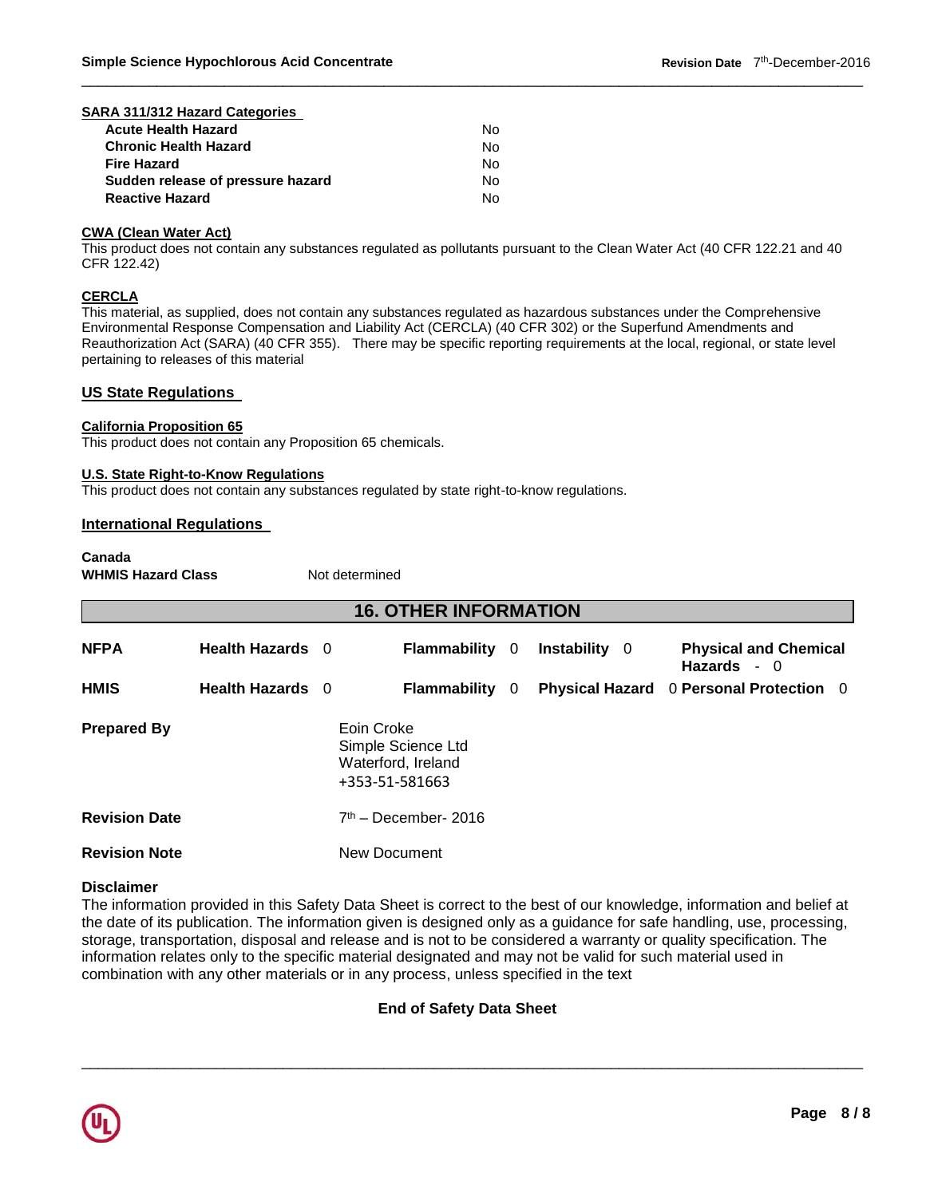#### SARA 311/312 Hazard Categories

| | |
|---|---|
| **Acute Health Hazard** | No |
| **Chronic Health Hazard** | No |
| **Fire Hazard** | No |
| **Sudden release of pressure hazard** | No |
| **Reactive Hazard** | No |

#### CWA (Clean Water Act)

This product does not contain any substances regulated as pollutants pursuant to the Clean Water Act (40 CFR 122.21 and 40 CFR 122.42)

#### CERCLA

This material, as supplied, does not contain any substances regulated as hazardous substances under the Comprehensive Environmental Response Compensation and Liability Act (CERCLA) (40 CFR 302) or the Superfund Amendments and Reauthorization Act (SARA) (40 CFR 355). There may be specific reporting requirements at the local, regional, or state level pertaining to releases of this material

### US State Regulations

#### California Proposition 65

This product does not contain any Proposition 65 chemicals.

#### U.S. State Right-to-Know Regulations

This product does not contain any substances regulated by state right-to-know regulations.

### International Regulations

**Canada**
**WHMIS Hazard Class** Not determined

## 16. OTHER INFORMATION

| | | | | |
|---|---|---|---|---|
| **NFPA** | **Health Hazards** 0 | **Flammability** 0 | **Instability** 0 | **Physical and Chemical Hazards** - 0 |
| **HMIS** | **Health Hazards** 0 | **Flammability** 0 | **Physical Hazard** 0 | **Personal Protection** 0 |

**Prepared By**

Eoin Croke
Simple Science Ltd
Waterford, Ireland
+353-51-581663

**Revision Date** 7th – December- 2016

**Revision Note** New Document

**Disclaimer**

The information provided in this Safety Data Sheet is correct to the best of our knowledge, information and belief at the date of its publication. The information given is designed only as a guidance for safe handling, use, processing, storage, transportation, disposal and release and is not to be considered a warranty or quality specification. The information relates only to the specific material designated and may not be valid for such material used in combination with any other materials or in any process, unless specified in the text

**End of Safety Data Sheet**